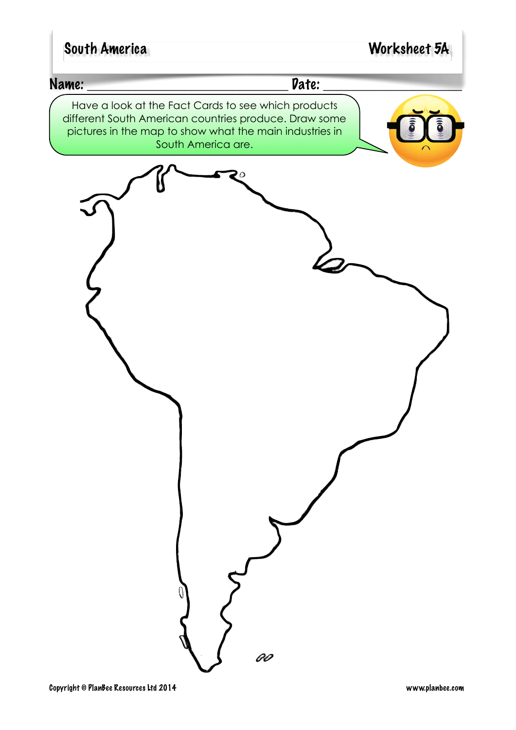South America | Worksheet 5A

**Name:** ______________________________ **Date:** ______________

Have a look at the Fact Cards to see which products different South American countries produce. Draw some pictures in the map to show what the main industries in South America are.

Copyright © PlanBee Resources Ltd 2014 | www.planbee.com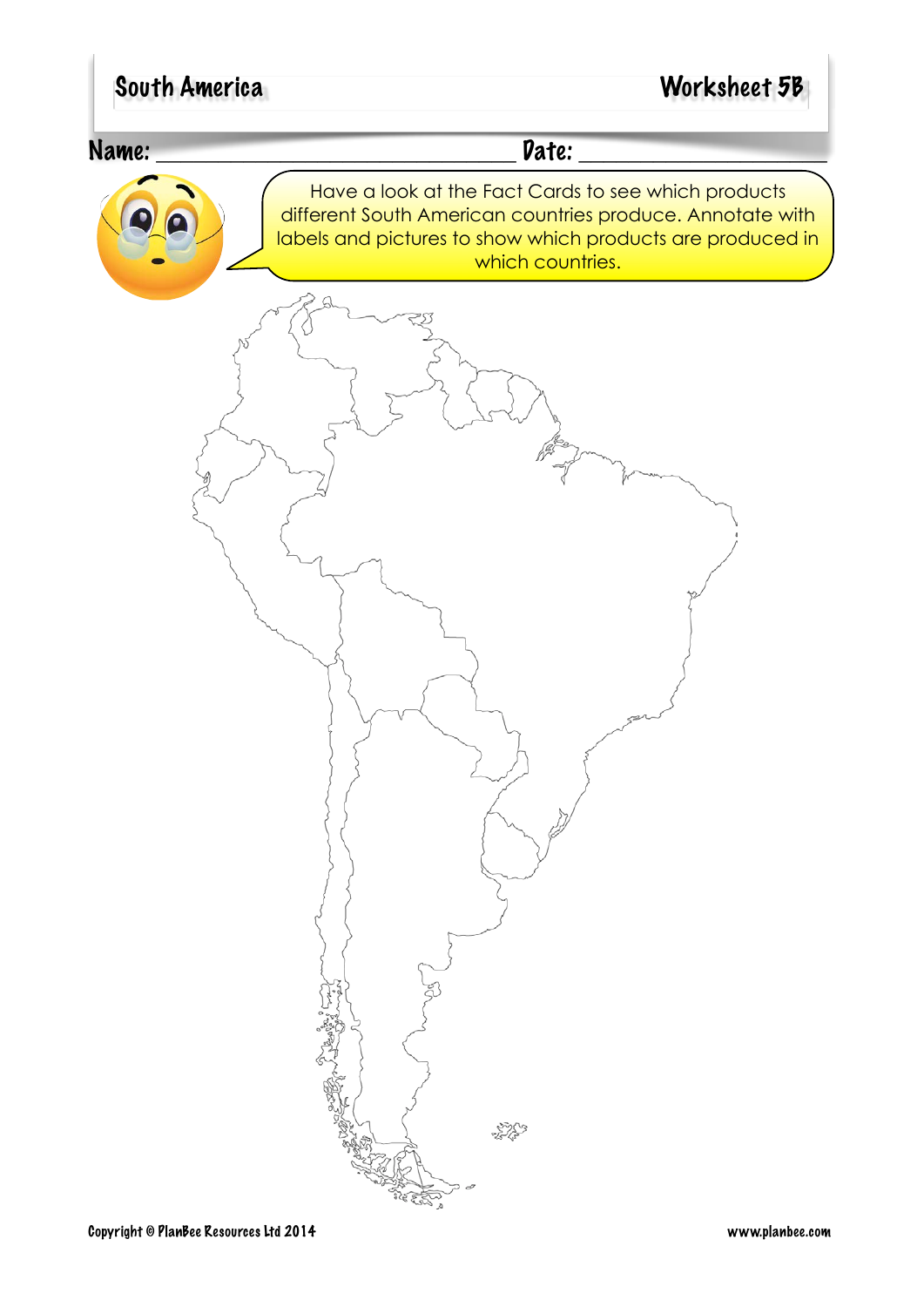South America — Worksheet 5B

Name: ______________________________ Date: ____________________

Have a look at the Fact Cards to see which products different South American countries produce. Annotate with labels and pictures to show which products are produced in which countries.

Copyright © PlanBee Resources Ltd 2014 www.planbee.com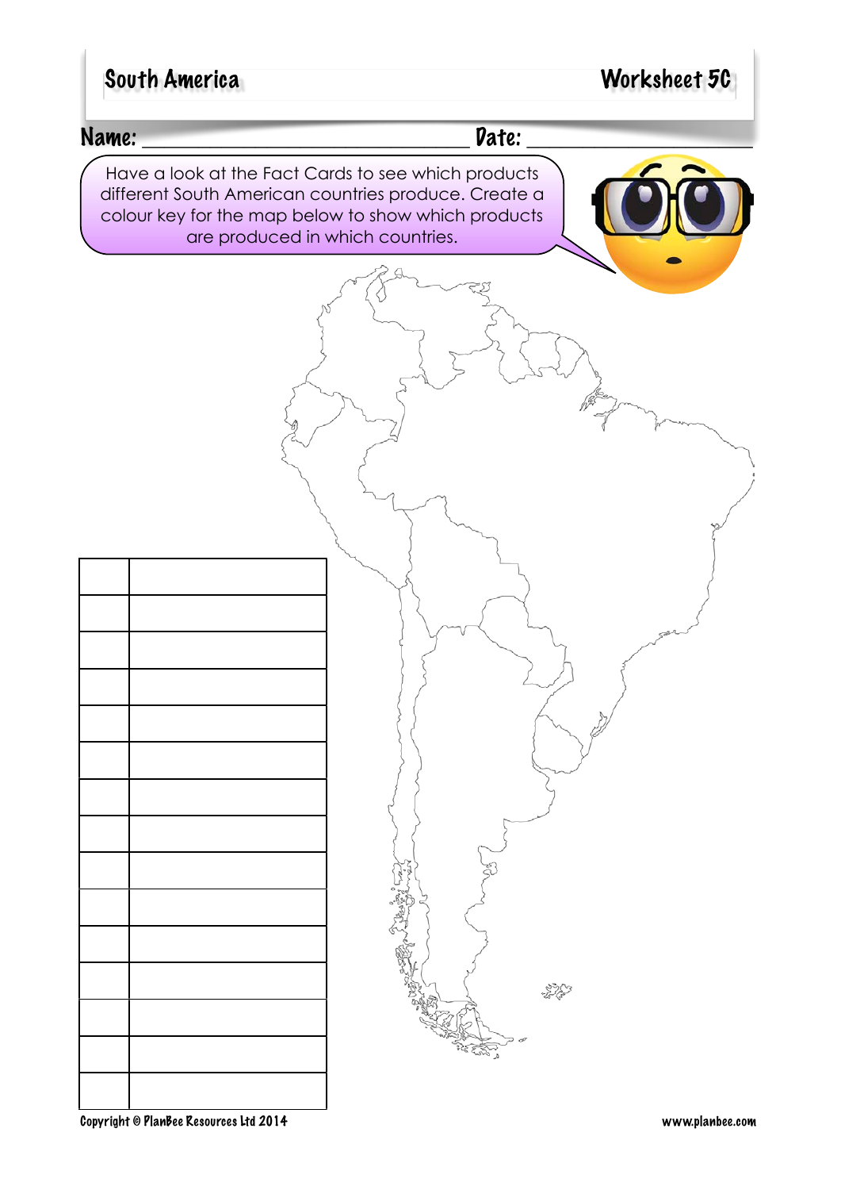# South America

**Worksheet 5C**

**Name:** ______________________ **Date:** ______________

Have a look at the Fact Cards to see which products different South American countries produce. Create a colour key for the map below to show which products are produced in which countries.

| | |
|---|---|
| | |
| | |
| | |
| | |
| | |
| | |
| | |
| | |
| | |
| | |
| | |
| | |
| | |
| | |
| | |

Copyright © PlanBee Resources Ltd 2014

www.planbee.com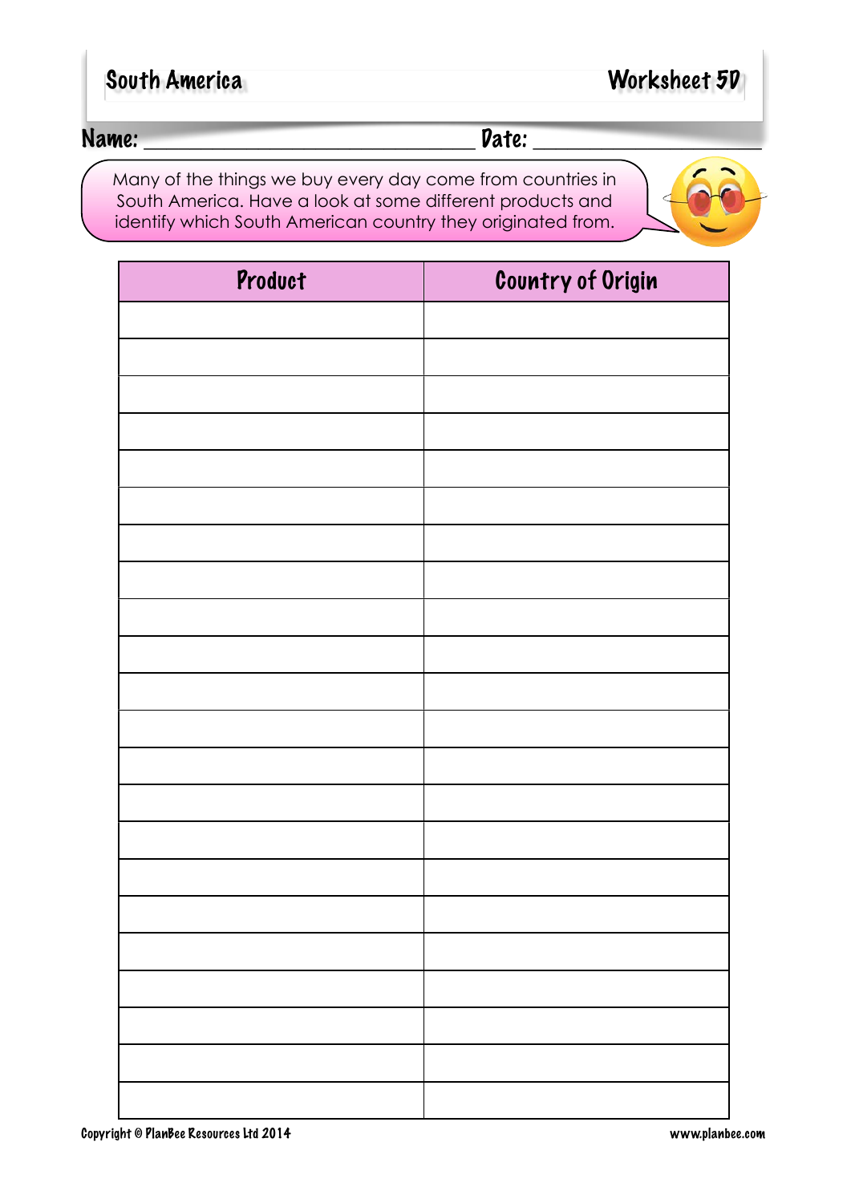South America

Worksheet 5D

Name: ______________________________ Date: ____________________

Many of the things we buy every day come from countries in South America. Have a look at some different products and identify which South American country they originated from.

| Product | Country of Origin |
|---|---|
| | |
| | |
| | |
| | |
| | |
| | |
| | |
| | |
| | |
| | |
| | |
| | |
| | |
| | |
| | |
| | |
| | |
| | |
| | |
| | |
| | |
| | |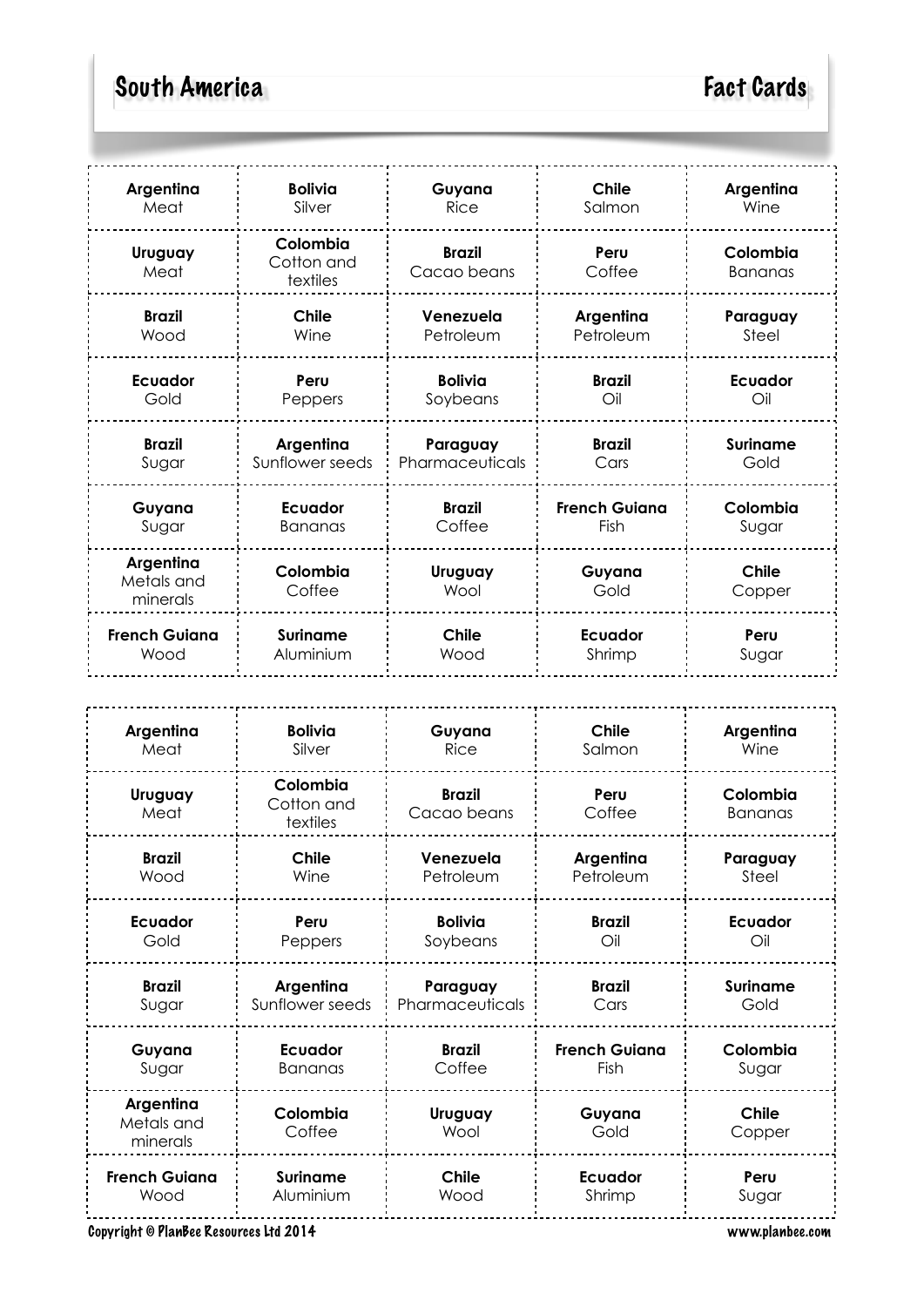# South America

## Fact Cards

| | | | | |
|---|---|---|---|---|
| **Argentina** Meat | **Bolivia** Silver | **Guyana** Rice | **Chile** Salmon | **Argentina** Wine |
| **Uruguay** Meat | **Colombia** Cotton and textiles | **Brazil** Cacao beans | **Peru** Coffee | **Colombia** Bananas |
| **Brazil** Wood | **Chile** Wine | **Venezuela** Petroleum | **Argentina** Petroleum | **Paraguay** Steel |
| **Ecuador** Gold | **Peru** Peppers | **Bolivia** Soybeans | **Brazil** Oil | **Ecuador** Oil |
| **Brazil** Sugar | **Argentina** Sunflower seeds | **Paraguay** Pharmaceuticals | **Brazil** Cars | **Suriname** Gold |
| **Guyana** Sugar | **Ecuador** Bananas | **Brazil** Coffee | **French Guiana** Fish | **Colombia** Sugar |
| **Argentina** Metals and minerals | **Colombia** Coffee | **Uruguay** Wool | **Guyana** Gold | **Chile** Copper |
| **French Guiana** Wood | **Suriname** Aluminium | **Chile** Wood | **Ecuador** Shrimp | **Peru** Sugar |

| | | | | |
|---|---|---|---|---|
| **Argentina** Meat | **Bolivia** Silver | **Guyana** Rice | **Chile** Salmon | **Argentina** Wine |
| **Uruguay** Meat | **Colombia** Cotton and textiles | **Brazil** Cacao beans | **Peru** Coffee | **Colombia** Bananas |
| **Brazil** Wood | **Chile** Wine | **Venezuela** Petroleum | **Argentina** Petroleum | **Paraguay** Steel |
| **Ecuador** Gold | **Peru** Peppers | **Bolivia** Soybeans | **Brazil** Oil | **Ecuador** Oil |
| **Brazil** Sugar | **Argentina** Sunflower seeds | **Paraguay** Pharmaceuticals | **Brazil** Cars | **Suriname** Gold |
| **Guyana** Sugar | **Ecuador** Bananas | **Brazil** Coffee | **French Guiana** Fish | **Colombia** Sugar |
| **Argentina** Metals and minerals | **Colombia** Coffee | **Uruguay** Wool | **Guyana** Gold | **Chile** Copper |
| **French Guiana** Wood | **Suriname** Aluminium | **Chile** Wood | **Ecuador** Shrimp | **Peru** Sugar |

Copyright © PlanBee Resources Ltd 2014 www.planbee.com